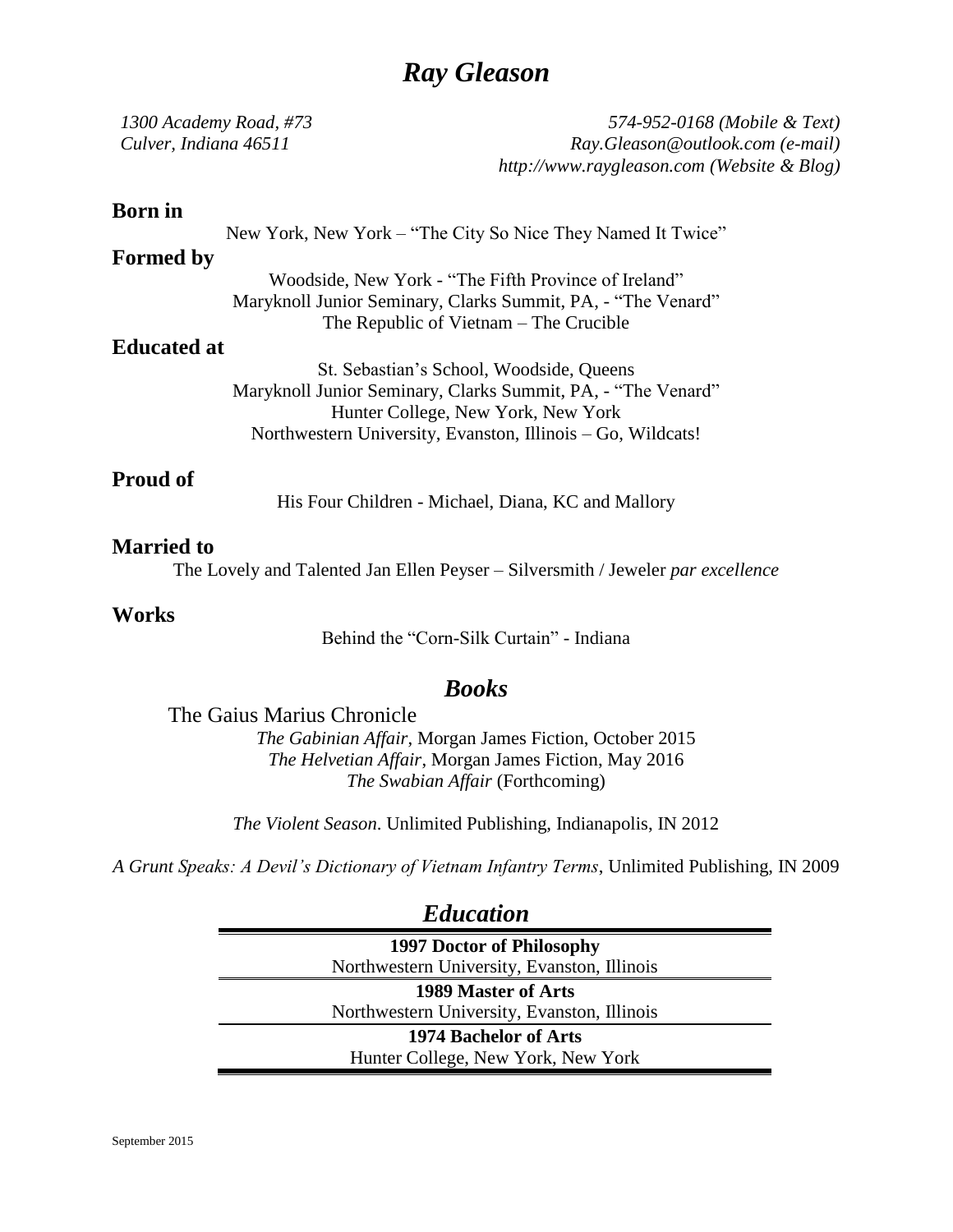# *Ray Gleason*

*1300 Academy Road, #73*
*Culver, Indiana 46511*

*574-952-0168 (Mobile & Text)*
*Ray.Gleason@outlook.com (e-mail)*
*http://www.raygleason.com (Website & Blog)*

## Born in

New York, New York – "The City So Nice They Named It Twice"

## Formed by

Woodside, New York - "The Fifth Province of Ireland"
Maryknoll Junior Seminary, Clarks Summit, PA, - "The Venard"
The Republic of Vietnam – The Crucible

## Educated at

St. Sebastian's School, Woodside, Queens
Maryknoll Junior Seminary, Clarks Summit, PA, - "The Venard"
Hunter College, New York, New York
Northwestern University, Evanston, Illinois – Go, Wildcats!

## Proud of

His Four Children - Michael, Diana, KC and Mallory

## Married to

The Lovely and Talented Jan Ellen Peyser – Silversmith / Jeweler *par excellence*

## Works

Behind the "Corn-Silk Curtain" - Indiana

## *Books*

The Gaius Marius Chronicle

*The Gabinian Affair*, Morgan James Fiction, October 2015
*The Helvetian Affair*, Morgan James Fiction, May 2016
*The Swabian Affair* (Forthcoming)

*The Violent Season*. Unlimited Publishing, Indianapolis, IN 2012

*A Grunt Speaks: A Devil's Dictionary of Vietnam Infantry Terms*, Unlimited Publishing, IN 2009

## *Education*

**1997 Doctor of Philosophy**
Northwestern University, Evanston, Illinois

**1989 Master of Arts**
Northwestern University, Evanston, Illinois

**1974 Bachelor of Arts**
Hunter College, New York, New York

September 2015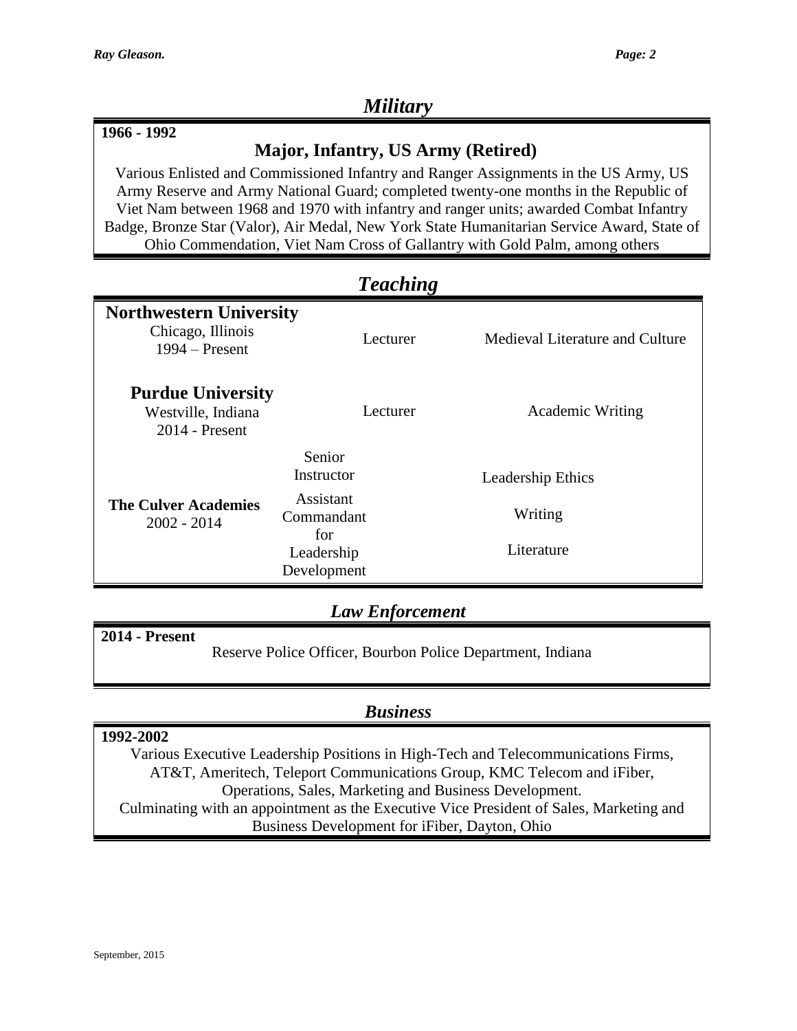## *Military*

**1966 - 1992**

### Major, Infantry, US Army (Retired)

Various Enlisted and Commissioned Infantry and Ranger Assignments in the US Army, US Army Reserve and Army National Guard; completed twenty-one months in the Republic of Viet Nam between 1968 and 1970 with infantry and ranger units; awarded Combat Infantry Badge, Bronze Star (Valor), Air Medal, New York State Humanitarian Service Award, State of Ohio Commendation, Viet Nam Cross of Gallantry with Gold Palm, among others

## *Teaching*

| | | |
|---|---|---|
| **Northwestern University**<br>Chicago, Illinois<br>1994 – Present | Lecturer | Medieval Literature and Culture |
| **Purdue University**<br>Westville, Indiana<br>2014 - Present | Lecturer | Academic Writing |
| **The Culver Academies**<br>2002 - 2014 | Senior Instructor<br>Assistant Commandant for Leadership Development | Leadership Ethics<br>Writing<br>Literature |

## *Law Enforcement*

**2014 - Present**

Reserve Police Officer, Bourbon Police Department, Indiana

## *Business*

**1992-2002**

Various Executive Leadership Positions in High-Tech and Telecommunications Firms, AT&T, Ameritech, Teleport Communications Group, KMC Telecom and iFiber, Operations, Sales, Marketing and Business Development.
Culminating with an appointment as the Executive Vice President of Sales, Marketing and Business Development for iFiber, Dayton, Ohio

September, 2015